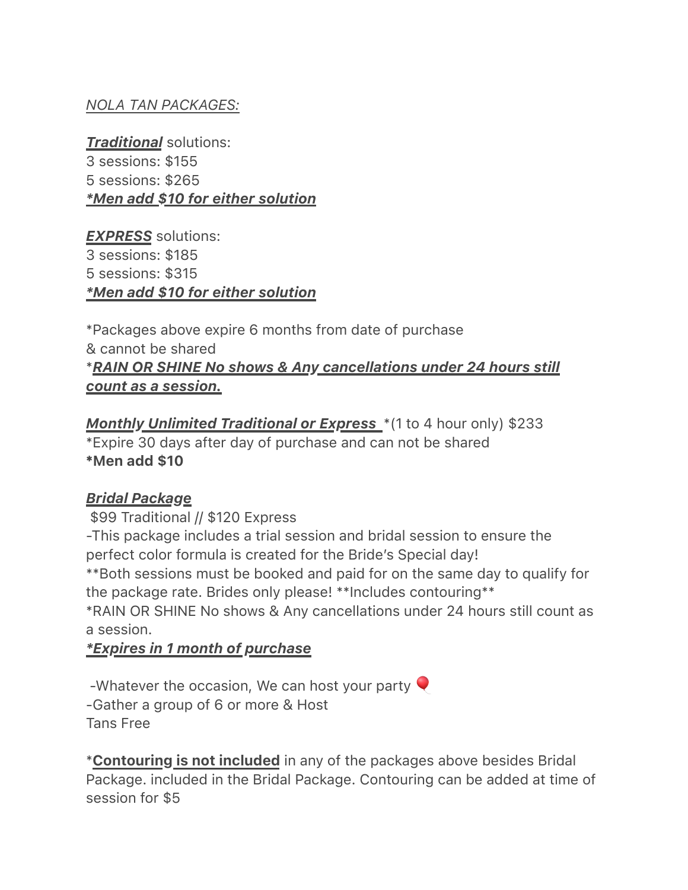*NOLA TAN PACKAGES:*

***Traditional*** solutions:
3 sessions: $155
5 sessions: $265
***\*Men add $10 for either solution***

***EXPRESS*** solutions:
3 sessions: $185
5 sessions: $315
***\*Men add $10 for either solution***

*Packages above expire 6 months from date of purchase
& cannot be shared
****RAIN OR SHINE No shows & Any cancellations under 24 hours still count as a session.***

***Monthly Unlimited Traditional or Express*** *(1 to 4 hour only) $233
*Expire 30 days after day of purchase and can not be shared
**\*Men add $10**

***Bridal Package***
$99 Traditional // $120 Express
-This package includes a trial session and bridal session to ensure the perfect color formula is created for the Bride's Special day!
**Both sessions must be booked and paid for on the same day to qualify for the package rate. Brides only please! **Includes contouring**
*RAIN OR SHINE No shows & Any cancellations under 24 hours still count as a session.
***\*Expires in 1 month of purchase***

-Whatever the occasion, We can host your party 🎈
-Gather a group of 6 or more & Host
Tans Free

***Contouring is not included*** in any of the packages above besides Bridal Package. included in the Bridal Package. Contouring can be added at time of session for $5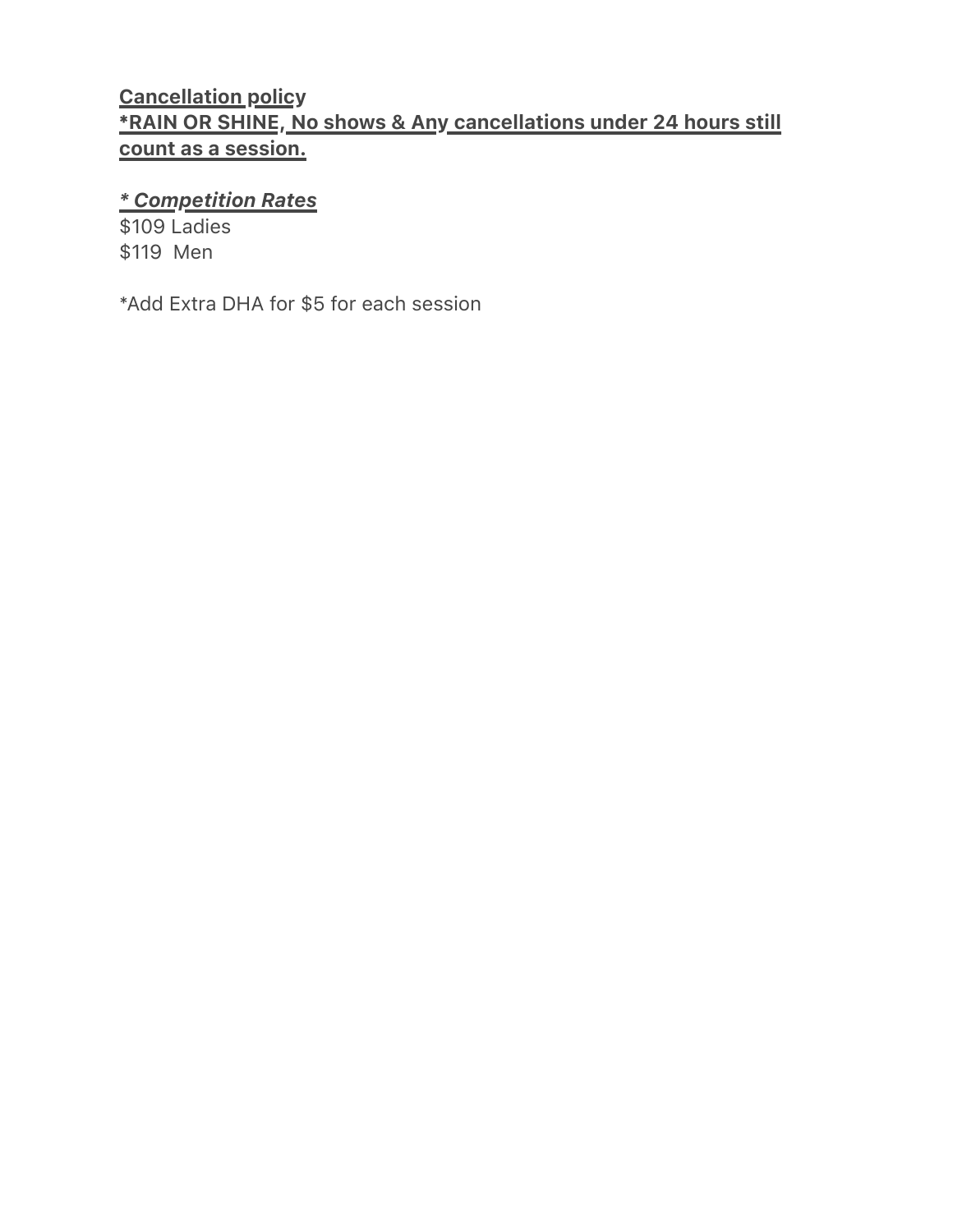**Cancellation policy**
**\*RAIN OR SHINE, No shows & Any cancellations under 24 hours still count as a session.**

***\* Competition Rates***
$109 Ladies
$119 Men

*Add Extra DHA for $5 for each session